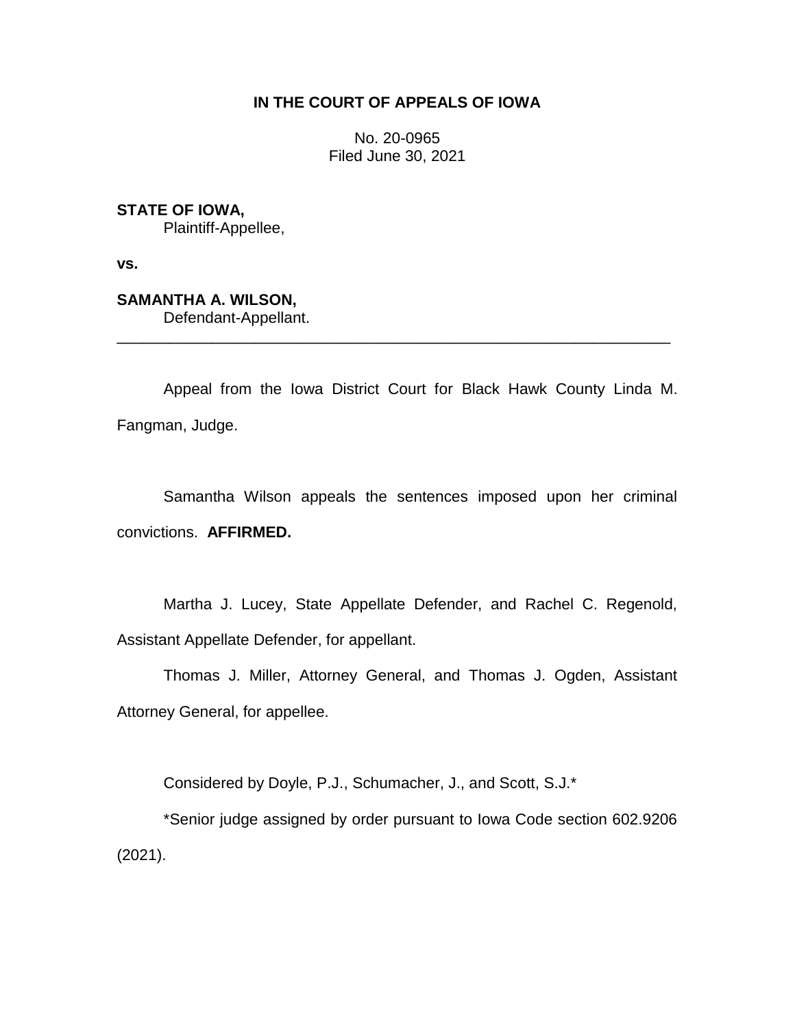**IN THE COURT OF APPEALS OF IOWA**

No. 20-0965
Filed June 30, 2021

**STATE OF IOWA,**
Plaintiff-Appellee,

**vs.**

**SAMANTHA A. WILSON,**
Defendant-Appellant.

---

Appeal from the Iowa District Court for Black Hawk County Linda M. Fangman, Judge.

Samantha Wilson appeals the sentences imposed upon her criminal convictions. **AFFIRMED.**

Martha J. Lucey, State Appellate Defender, and Rachel C. Regenold, Assistant Appellate Defender, for appellant.

Thomas J. Miller, Attorney General, and Thomas J. Ogden, Assistant Attorney General, for appellee.

Considered by Doyle, P.J., Schumacher, J., and Scott, S.J.*

*Senior judge assigned by order pursuant to Iowa Code section 602.9206 (2021).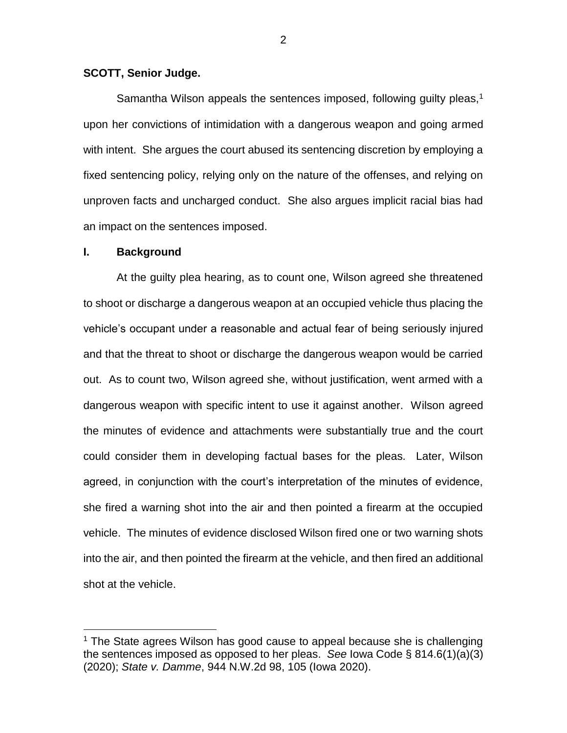**SCOTT, Senior Judge.**

Samantha Wilson appeals the sentences imposed, following guilty pleas,[1] upon her convictions of intimidation with a dangerous weapon and going armed with intent. She argues the court abused its sentencing discretion by employing a fixed sentencing policy, relying only on the nature of the offenses, and relying on unproven facts and uncharged conduct. She also argues implicit racial bias had an impact on the sentences imposed.

## I. Background

At the guilty plea hearing, as to count one, Wilson agreed she threatened to shoot or discharge a dangerous weapon at an occupied vehicle thus placing the vehicle's occupant under a reasonable and actual fear of being seriously injured and that the threat to shoot or discharge the dangerous weapon would be carried out. As to count two, Wilson agreed she, without justification, went armed with a dangerous weapon with specific intent to use it against another. Wilson agreed the minutes of evidence and attachments were substantially true and the court could consider them in developing factual bases for the pleas. Later, Wilson agreed, in conjunction with the court's interpretation of the minutes of evidence, she fired a warning shot into the air and then pointed a firearm at the occupied vehicle. The minutes of evidence disclosed Wilson fired one or two warning shots into the air, and then pointed the firearm at the vehicle, and then fired an additional shot at the vehicle.

[1] The State agrees Wilson has good cause to appeal because she is challenging the sentences imposed as opposed to her pleas. *See* Iowa Code § 814.6(1)(a)(3) (2020); *State v. Damme*, 944 N.W.2d 98, 105 (Iowa 2020).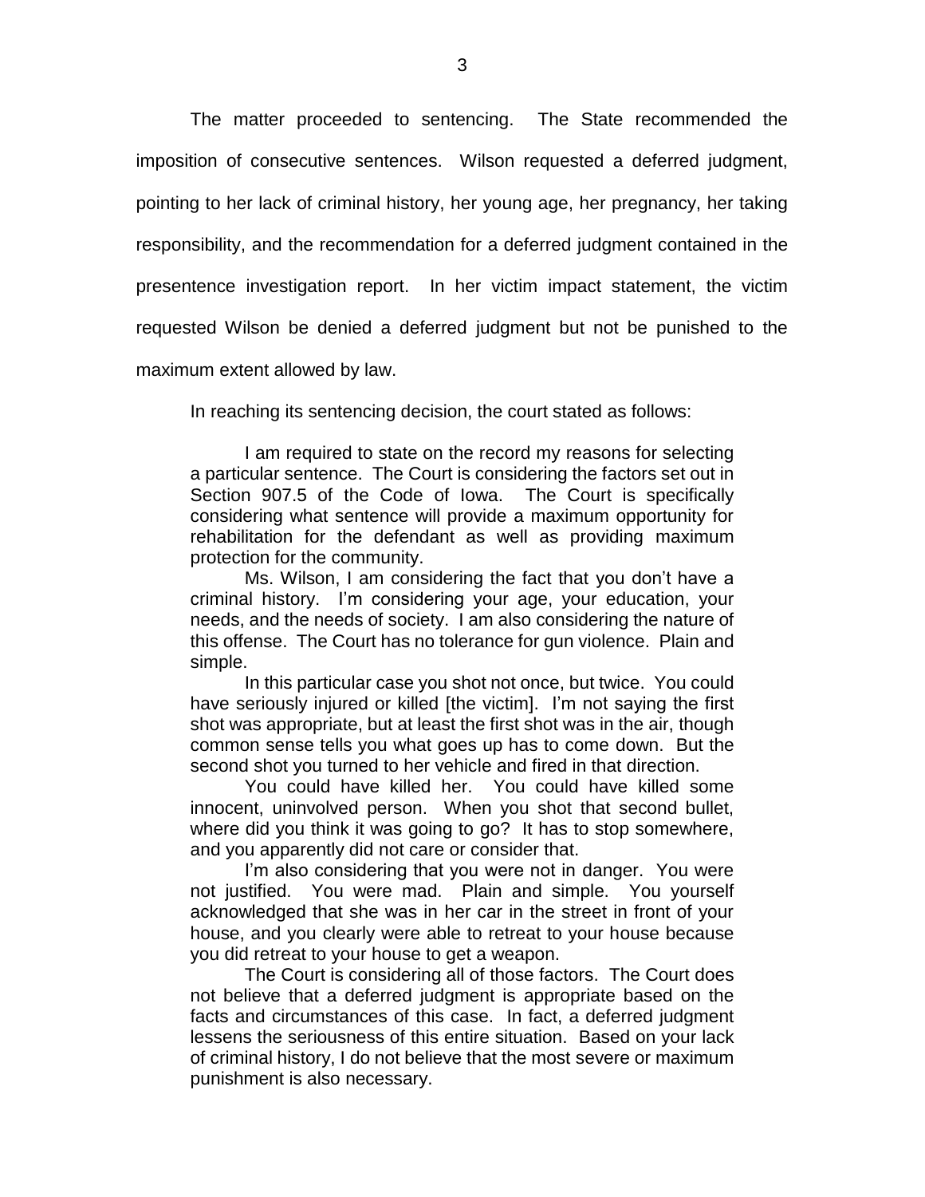The matter proceeded to sentencing. The State recommended the imposition of consecutive sentences. Wilson requested a deferred judgment, pointing to her lack of criminal history, her young age, her pregnancy, her taking responsibility, and the recommendation for a deferred judgment contained in the presentence investigation report. In her victim impact statement, the victim requested Wilson be denied a deferred judgment but not be punished to the maximum extent allowed by law.

In reaching its sentencing decision, the court stated as follows:

> I am required to state on the record my reasons for selecting a particular sentence. The Court is considering the factors set out in Section 907.5 of the Code of Iowa. The Court is specifically considering what sentence will provide a maximum opportunity for rehabilitation for the defendant as well as providing maximum protection for the community.
>
> Ms. Wilson, I am considering the fact that you don't have a criminal history. I'm considering your age, your education, your needs, and the needs of society. I am also considering the nature of this offense. The Court has no tolerance for gun violence. Plain and simple.
>
> In this particular case you shot not once, but twice. You could have seriously injured or killed [the victim]. I'm not saying the first shot was appropriate, but at least the first shot was in the air, though common sense tells you what goes up has to come down. But the second shot you turned to her vehicle and fired in that direction.
>
> You could have killed her. You could have killed some innocent, uninvolved person. When you shot that second bullet, where did you think it was going to go? It has to stop somewhere, and you apparently did not care or consider that.
>
> I'm also considering that you were not in danger. You were not justified. You were mad. Plain and simple. You yourself acknowledged that she was in her car in the street in front of your house, and you clearly were able to retreat to your house because you did retreat to your house to get a weapon.
>
> The Court is considering all of those factors. The Court does not believe that a deferred judgment is appropriate based on the facts and circumstances of this case. In fact, a deferred judgment lessens the seriousness of this entire situation. Based on your lack of criminal history, I do not believe that the most severe or maximum punishment is also necessary.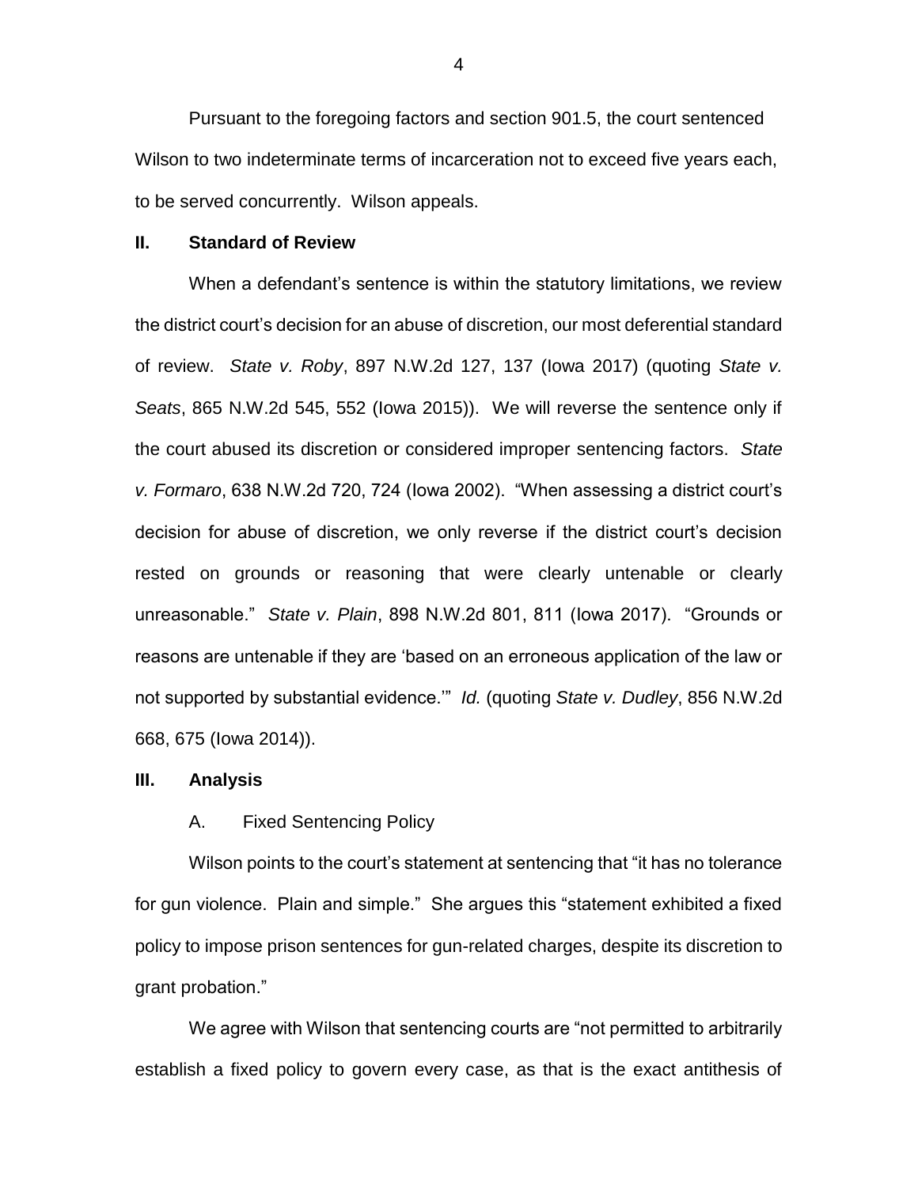Pursuant to the foregoing factors and section 901.5, the court sentenced Wilson to two indeterminate terms of incarceration not to exceed five years each, to be served concurrently. Wilson appeals.

## II. Standard of Review

When a defendant's sentence is within the statutory limitations, we review the district court's decision for an abuse of discretion, our most deferential standard of review. *State v. Roby*, 897 N.W.2d 127, 137 (Iowa 2017) (quoting *State v. Seats*, 865 N.W.2d 545, 552 (Iowa 2015)). We will reverse the sentence only if the court abused its discretion or considered improper sentencing factors. *State v. Formaro*, 638 N.W.2d 720, 724 (Iowa 2002). "When assessing a district court's decision for abuse of discretion, we only reverse if the district court's decision rested on grounds or reasoning that were clearly untenable or clearly unreasonable." *State v. Plain*, 898 N.W.2d 801, 811 (Iowa 2017). "Grounds or reasons are untenable if they are 'based on an erroneous application of the law or not supported by substantial evidence.'" *Id.* (quoting *State v. Dudley*, 856 N.W.2d 668, 675 (Iowa 2014)).

## III. Analysis

### A. Fixed Sentencing Policy

Wilson points to the court's statement at sentencing that "it has no tolerance for gun violence. Plain and simple." She argues this "statement exhibited a fixed policy to impose prison sentences for gun-related charges, despite its discretion to grant probation."

We agree with Wilson that sentencing courts are "not permitted to arbitrarily establish a fixed policy to govern every case, as that is the exact antithesis of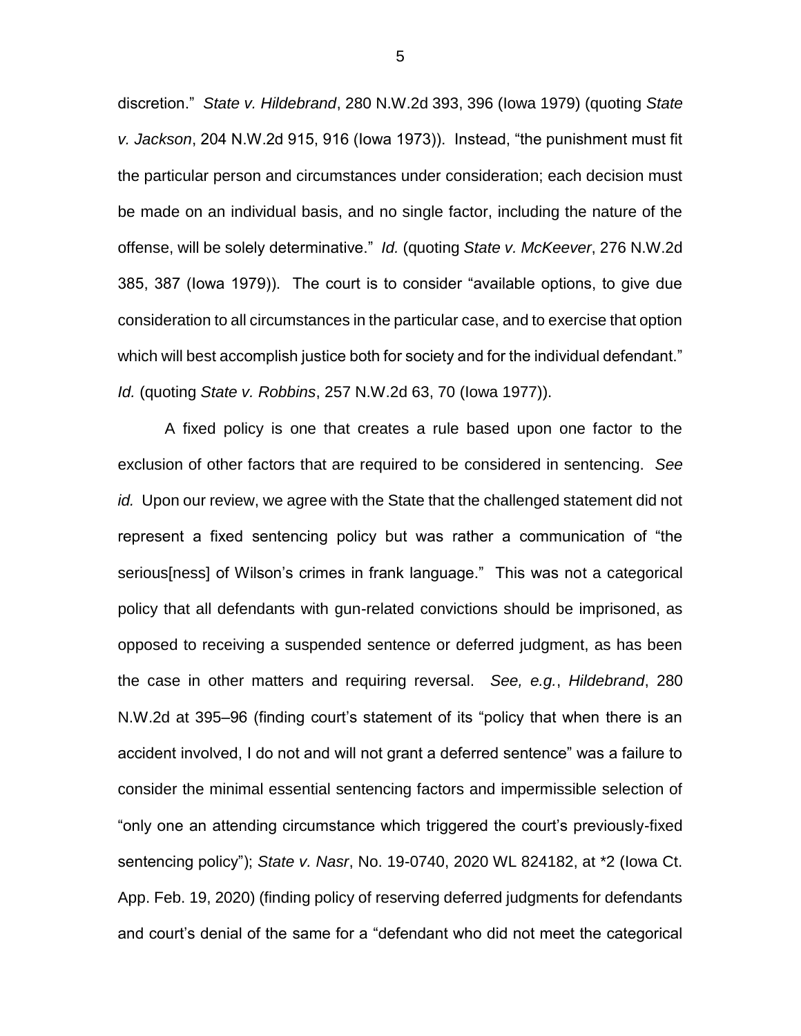discretion." *State v. Hildebrand*, 280 N.W.2d 393, 396 (Iowa 1979) (quoting *State v. Jackson*, 204 N.W.2d 915, 916 (Iowa 1973)). Instead, "the punishment must fit the particular person and circumstances under consideration; each decision must be made on an individual basis, and no single factor, including the nature of the offense, will be solely determinative." *Id.* (quoting *State v. McKeever*, 276 N.W.2d 385, 387 (Iowa 1979)). The court is to consider "available options, to give due consideration to all circumstances in the particular case, and to exercise that option which will best accomplish justice both for society and for the individual defendant." *Id.* (quoting *State v. Robbins*, 257 N.W.2d 63, 70 (Iowa 1977)).

A fixed policy is one that creates a rule based upon one factor to the exclusion of other factors that are required to be considered in sentencing. *See id.* Upon our review, we agree with the State that the challenged statement did not represent a fixed sentencing policy but was rather a communication of "the serious[ness] of Wilson's crimes in frank language." This was not a categorical policy that all defendants with gun-related convictions should be imprisoned, as opposed to receiving a suspended sentence or deferred judgment, as has been the case in other matters and requiring reversal. *See, e.g.*, *Hildebrand*, 280 N.W.2d at 395–96 (finding court's statement of its "policy that when there is an accident involved, I do not and will not grant a deferred sentence" was a failure to consider the minimal essential sentencing factors and impermissible selection of "only one an attending circumstance which triggered the court's previously-fixed sentencing policy"); *State v. Nasr*, No. 19-0740, 2020 WL 824182, at *2 (Iowa Ct. App. Feb. 19, 2020) (finding policy of reserving deferred judgments for defendants and court's denial of the same for a "defendant who did not meet the categorical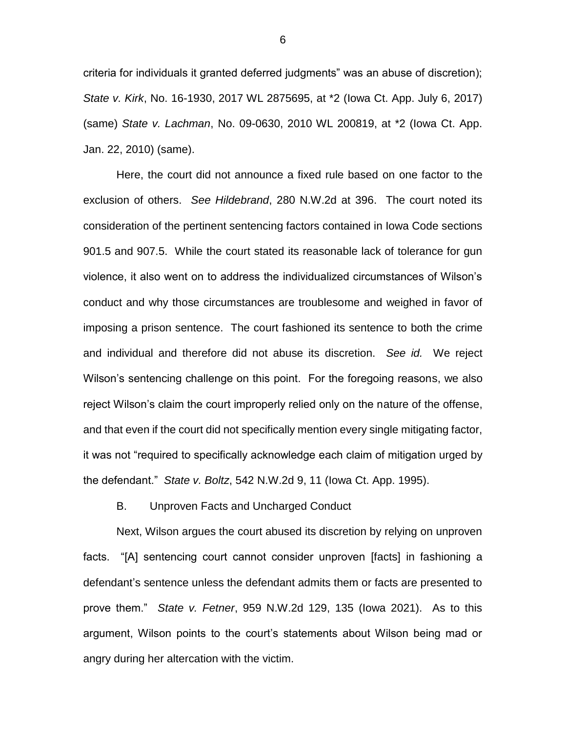criteria for individuals it granted deferred judgments" was an abuse of discretion); *State v. Kirk*, No. 16-1930, 2017 WL 2875695, at *2 (Iowa Ct. App. July 6, 2017) (same) *State v. Lachman*, No. 09-0630, 2010 WL 200819, at *2 (Iowa Ct. App. Jan. 22, 2010) (same).

Here, the court did not announce a fixed rule based on one factor to the exclusion of others. *See Hildebrand*, 280 N.W.2d at 396. The court noted its consideration of the pertinent sentencing factors contained in Iowa Code sections 901.5 and 907.5. While the court stated its reasonable lack of tolerance for gun violence, it also went on to address the individualized circumstances of Wilson's conduct and why those circumstances are troublesome and weighed in favor of imposing a prison sentence. The court fashioned its sentence to both the crime and individual and therefore did not abuse its discretion. *See id.* We reject Wilson's sentencing challenge on this point. For the foregoing reasons, we also reject Wilson's claim the court improperly relied only on the nature of the offense, and that even if the court did not specifically mention every single mitigating factor, it was not "required to specifically acknowledge each claim of mitigation urged by the defendant." *State v. Boltz*, 542 N.W.2d 9, 11 (Iowa Ct. App. 1995).

B. Unproven Facts and Uncharged Conduct

Next, Wilson argues the court abused its discretion by relying on unproven facts. "[A] sentencing court cannot consider unproven [facts] in fashioning a defendant's sentence unless the defendant admits them or facts are presented to prove them." *State v. Fetner*, 959 N.W.2d 129, 135 (Iowa 2021). As to this argument, Wilson points to the court's statements about Wilson being mad or angry during her altercation with the victim.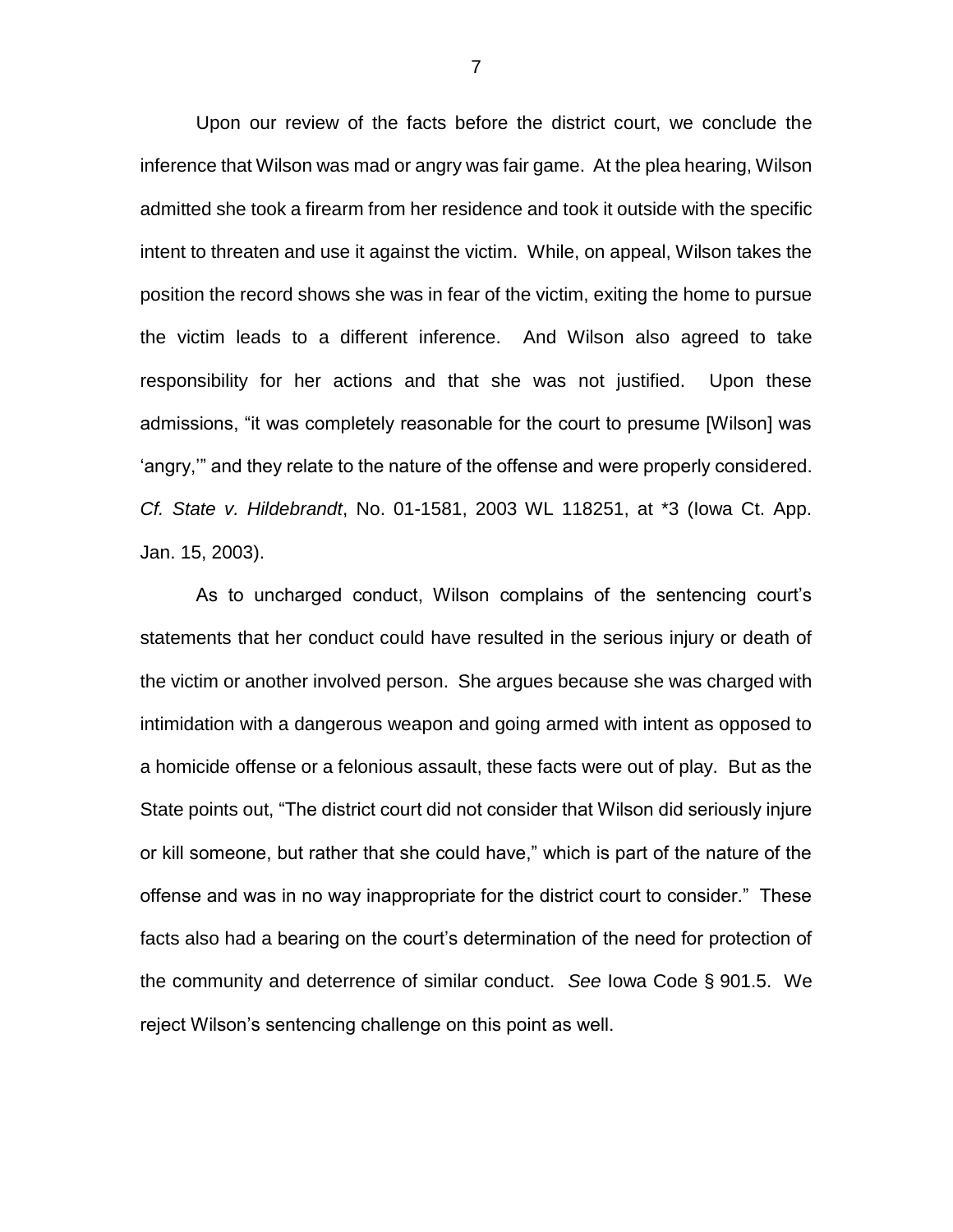Upon our review of the facts before the district court, we conclude the inference that Wilson was mad or angry was fair game. At the plea hearing, Wilson admitted she took a firearm from her residence and took it outside with the specific intent to threaten and use it against the victim. While, on appeal, Wilson takes the position the record shows she was in fear of the victim, exiting the home to pursue the victim leads to a different inference. And Wilson also agreed to take responsibility for her actions and that she was not justified. Upon these admissions, "it was completely reasonable for the court to presume [Wilson] was 'angry,'" and they relate to the nature of the offense and were properly considered. *Cf. State v. Hildebrandt*, No. 01-1581, 2003 WL 118251, at *3 (Iowa Ct. App. Jan. 15, 2003).

As to uncharged conduct, Wilson complains of the sentencing court's statements that her conduct could have resulted in the serious injury or death of the victim or another involved person. She argues because she was charged with intimidation with a dangerous weapon and going armed with intent as opposed to a homicide offense or a felonious assault, these facts were out of play. But as the State points out, "The district court did not consider that Wilson did seriously injure or kill someone, but rather that she could have," which is part of the nature of the offense and was in no way inappropriate for the district court to consider." These facts also had a bearing on the court's determination of the need for protection of the community and deterrence of similar conduct. *See* Iowa Code § 901.5. We reject Wilson's sentencing challenge on this point as well.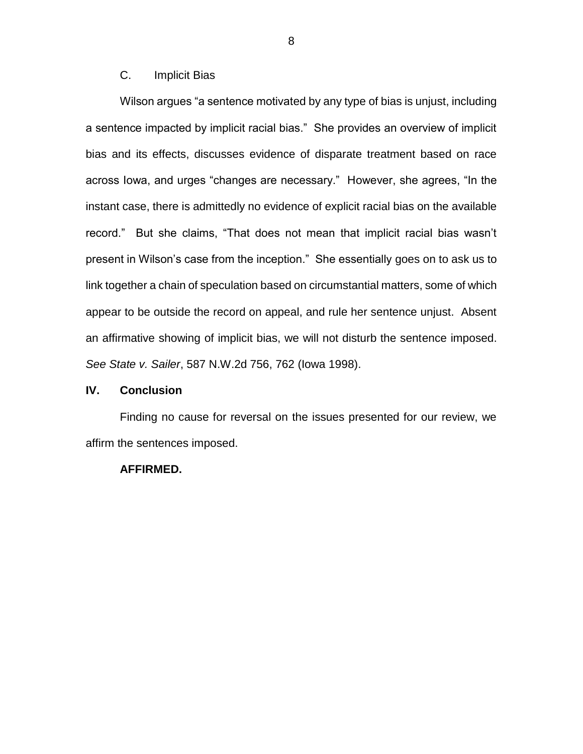### C. Implicit Bias

Wilson argues "a sentence motivated by any type of bias is unjust, including a sentence impacted by implicit racial bias." She provides an overview of implicit bias and its effects, discusses evidence of disparate treatment based on race across Iowa, and urges "changes are necessary." However, she agrees, "In the instant case, there is admittedly no evidence of explicit racial bias on the available record." But she claims, "That does not mean that implicit racial bias wasn't present in Wilson's case from the inception." She essentially goes on to ask us to link together a chain of speculation based on circumstantial matters, some of which appear to be outside the record on appeal, and rule her sentence unjust. Absent an affirmative showing of implicit bias, we will not disturb the sentence imposed. *See State v. Sailer*, 587 N.W.2d 756, 762 (Iowa 1998).

## IV. Conclusion

Finding no cause for reversal on the issues presented for our review, we affirm the sentences imposed.

**AFFIRMED.**